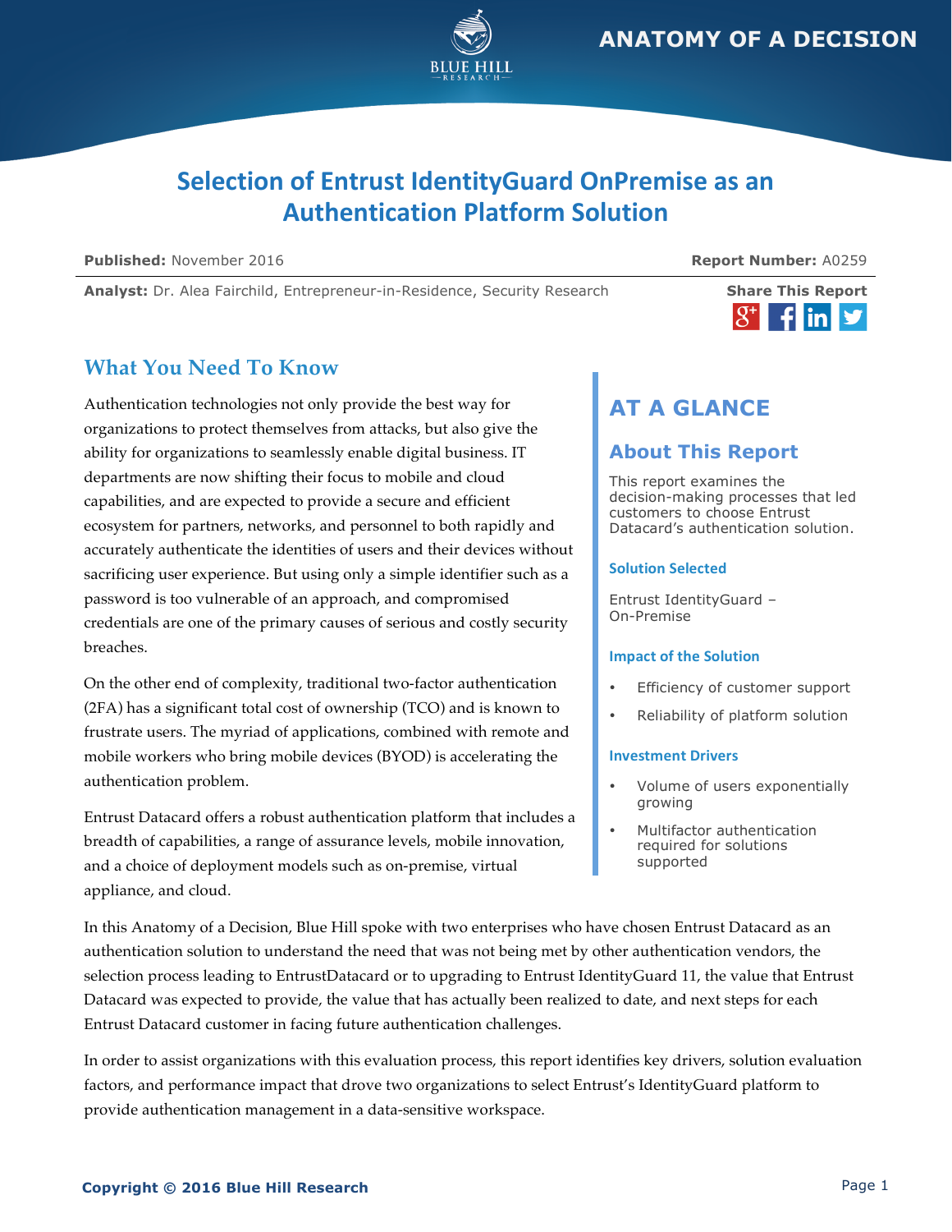ANATOMY OF A DECISION

# Selection of Entrust IdentityGuard OnPremise as an Authentication Platform Solution

**Published:** November 2016 **Report Number:** A0259

**Analyst:** Dr. Alea Fairchild, Entrepreneur-in-Residence, Security Research

## What You Need To Know

Authentication technologies not only provide the best way for organizations to protect themselves from attacks, but also give the ability for organizations to seamlessly enable digital business. IT departments are now shifting their focus to mobile and cloud capabilities, and are expected to provide a secure and efficient ecosystem for partners, networks, and personnel to both rapidly and accurately authenticate the identities of users and their devices without sacrificing user experience. But using only a simple identifier such as a password is too vulnerable of an approach, and compromised credentials are one of the primary causes of serious and costly security breaches.

On the other end of complexity, traditional two-factor authentication (2FA) has a significant total cost of ownership (TCO) and is known to frustrate users. The myriad of applications, combined with remote and mobile workers who bring mobile devices (BYOD) is accelerating the authentication problem.

Entrust Datacard offers a robust authentication platform that includes a breadth of capabilities, a range of assurance levels, mobile innovation, and a choice of deployment models such as on-premise, virtual appliance, and cloud.

## AT A GLANCE

### About This Report

This report examines the decision-making processes that led customers to choose Entrust Datacard's authentication solution.

#### Solution Selected

Entrust IdentityGuard – On-Premise

#### Impact of the Solution

- Efficiency of customer support
- Reliability of platform solution

#### Investment Drivers

- Volume of users exponentially growing
- Multifactor authentication required for solutions supported

In this Anatomy of a Decision, Blue Hill spoke with two enterprises who have chosen Entrust Datacard as an authentication solution to understand the need that was not being met by other authentication vendors, the selection process leading to EntrustDatacard or to upgrading to Entrust IdentityGuard 11, the value that Entrust Datacard was expected to provide, the value that has actually been realized to date, and next steps for each Entrust Datacard customer in facing future authentication challenges.

In order to assist organizations with this evaluation process, this report identifies key drivers, solution evaluation factors, and performance impact that drove two organizations to select Entrust's IdentityGuard platform to provide authentication management in a data-sensitive workspace.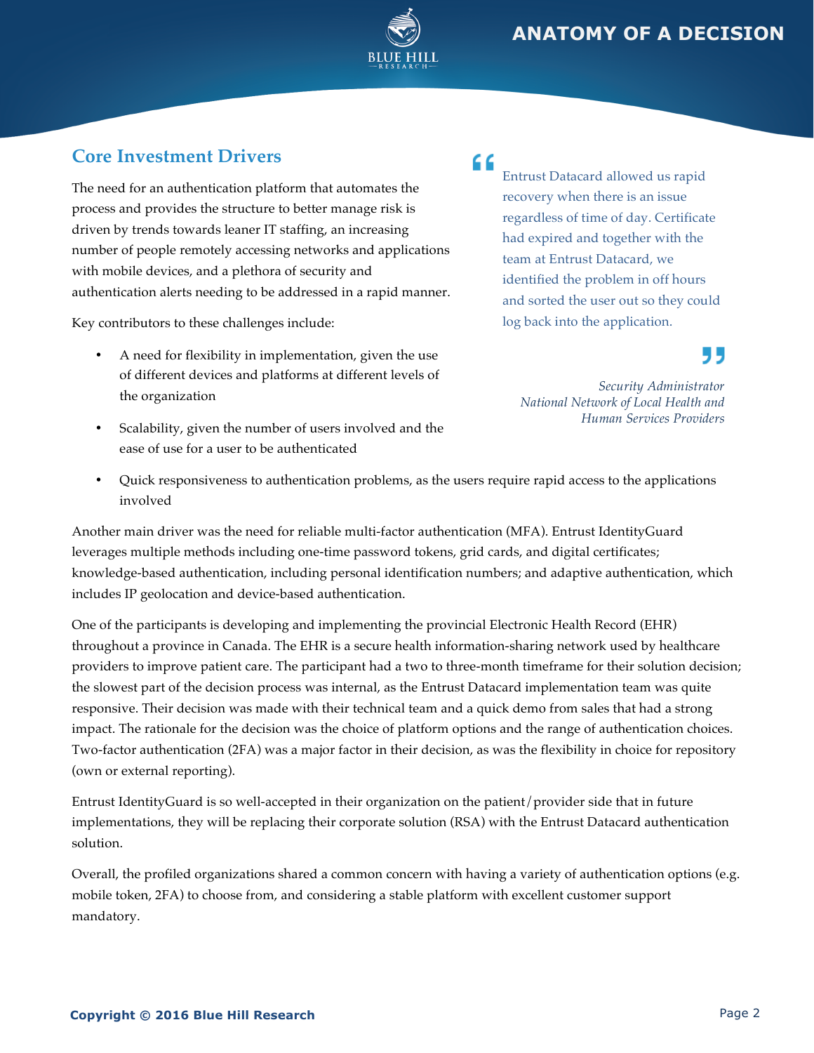## Core Investment Drivers

The need for an authentication platform that automates the process and provides the structure to better manage risk is driven by trends towards leaner IT staffing, an increasing number of people remotely accessing networks and applications with mobile devices, and a plethora of security and authentication alerts needing to be addressed in a rapid manner.

Key contributors to these challenges include:

- A need for flexibility in implementation, given the use of different devices and platforms at different levels of the organization
- Scalability, given the number of users involved and the ease of use for a user to be authenticated
- Quick responsiveness to authentication problems, as the users require rapid access to the applications involved

> "Entrust Datacard allowed us rapid recovery when there is an issue regardless of time of day. Certificate had expired and together with the team at Entrust Datacard, we identified the problem in off hours and sorted the user out so they could log back into the application."
>
> *Security Administrator*
> *National Network of Local Health and Human Services Providers*

Another main driver was the need for reliable multi-factor authentication (MFA). Entrust IdentityGuard leverages multiple methods including one-time password tokens, grid cards, and digital certificates; knowledge-based authentication, including personal identification numbers; and adaptive authentication, which includes IP geolocation and device-based authentication.

One of the participants is developing and implementing the provincial Electronic Health Record (EHR) throughout a province in Canada. The EHR is a secure health information-sharing network used by healthcare providers to improve patient care. The participant had a two to three-month timeframe for their solution decision; the slowest part of the decision process was internal, as the Entrust Datacard implementation team was quite responsive. Their decision was made with their technical team and a quick demo from sales that had a strong impact. The rationale for the decision was the choice of platform options and the range of authentication choices. Two-factor authentication (2FA) was a major factor in their decision, as was the flexibility in choice for repository (own or external reporting).

Entrust IdentityGuard is so well-accepted in their organization on the patient/provider side that in future implementations, they will be replacing their corporate solution (RSA) with the Entrust Datacard authentication solution.

Overall, the profiled organizations shared a common concern with having a variety of authentication options (e.g. mobile token, 2FA) to choose from, and considering a stable platform with excellent customer support mandatory.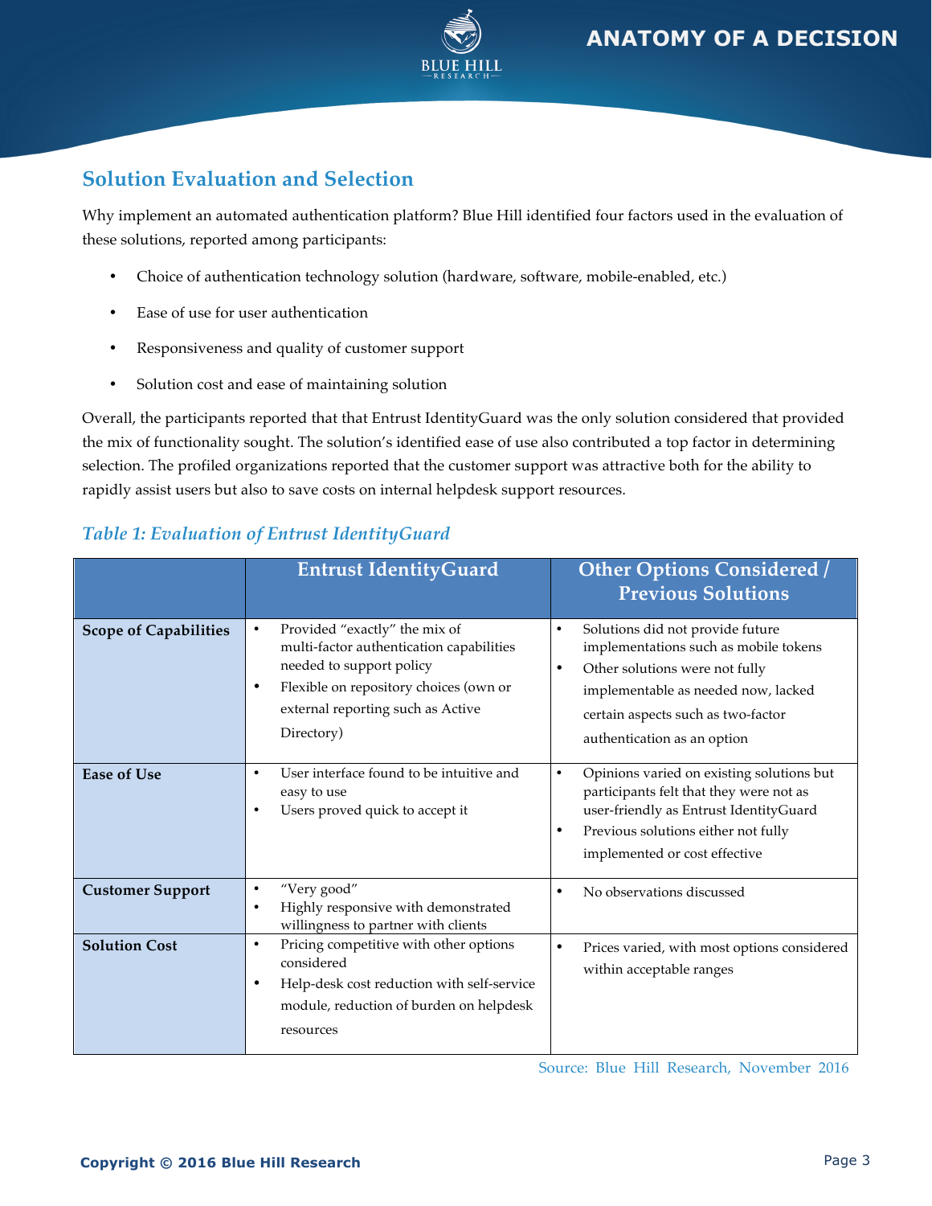## Solution Evaluation and Selection

Why implement an automated authentication platform? Blue Hill identified four factors used in the evaluation of these solutions, reported among participants:

- Choice of authentication technology solution (hardware, software, mobile-enabled, etc.)
- Ease of use for user authentication
- Responsiveness and quality of customer support
- Solution cost and ease of maintaining solution

Overall, the participants reported that that Entrust IdentityGuard was the only solution considered that provided the mix of functionality sought. The solution's identified ease of use also contributed a top factor in determining selection. The profiled organizations reported that the customer support was attractive both for the ability to rapidly assist users but also to save costs on internal helpdesk support resources.

*Table 1: Evaluation of Entrust IdentityGuard*

| | Entrust IdentityGuard | Other Options Considered / Previous Solutions |
|---|---|---|
| **Scope of Capabilities** | • Provided "exactly" the mix of multi-factor authentication capabilities needed to support policy<br>• Flexible on repository choices (own or external reporting such as Active Directory) | • Solutions did not provide future implementations such as mobile tokens<br>• Other solutions were not fully implementable as needed now, lacked certain aspects such as two-factor authentication as an option |
| **Ease of Use** | • User interface found to be intuitive and easy to use<br>• Users proved quick to accept it | • Opinions varied on existing solutions but participants felt that they were not as user-friendly as Entrust IdentityGuard<br>• Previous solutions either not fully implemented or cost effective |
| **Customer Support** | • "Very good"<br>• Highly responsive with demonstrated willingness to partner with clients | • No observations discussed |
| **Solution Cost** | • Pricing competitive with other options considered<br>• Help-desk cost reduction with self-service module, reduction of burden on helpdesk resources | • Prices varied, with most options considered within acceptable ranges |

Source: Blue Hill Research, November 2016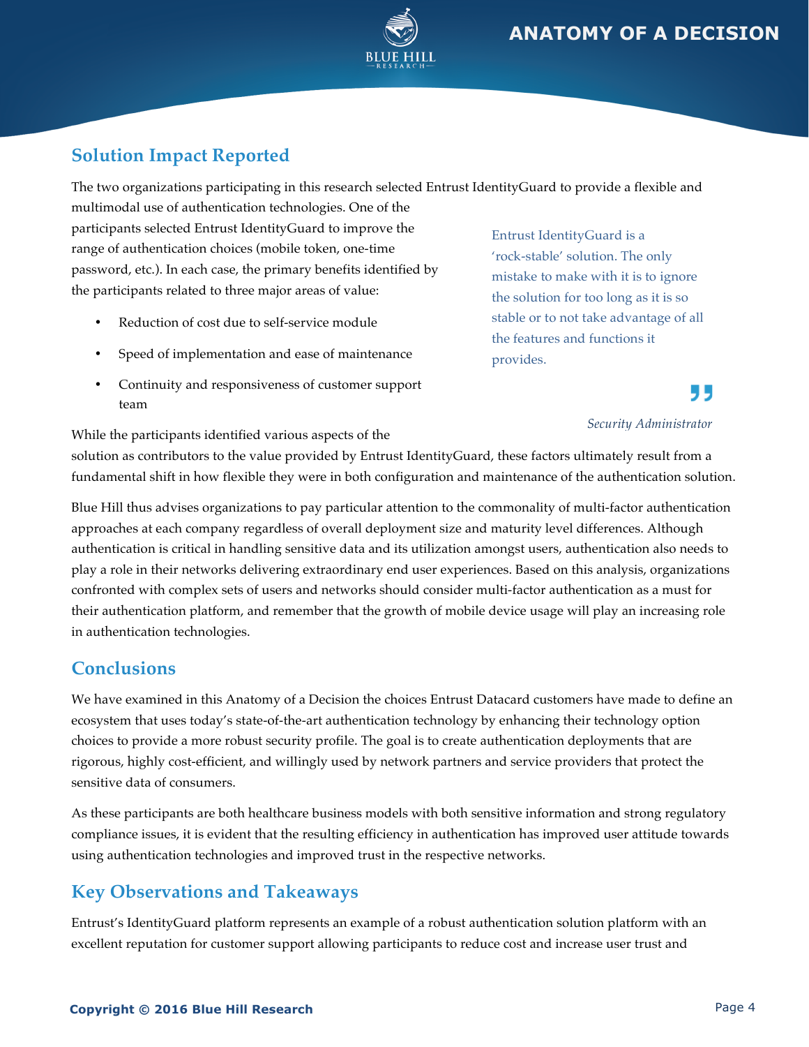## Solution Impact Reported

The two organizations participating in this research selected Entrust IdentityGuard to provide a flexible and multimodal use of authentication technologies. One of the participants selected Entrust IdentityGuard to improve the range of authentication choices (mobile token, one-time password, etc.). In each case, the primary benefits identified by the participants related to three major areas of value:

- Reduction of cost due to self-service module
- Speed of implementation and ease of maintenance
- Continuity and responsiveness of customer support team

> Entrust IdentityGuard is a 'rock-stable' solution. The only mistake to make with it is to ignore the solution for too long as it is so stable or to not take advantage of all the features and functions it provides.
>
> *Security Administrator*

While the participants identified various aspects of the solution as contributors to the value provided by Entrust IdentityGuard, these factors ultimately result from a fundamental shift in how flexible they were in both configuration and maintenance of the authentication solution.

Blue Hill thus advises organizations to pay particular attention to the commonality of multi-factor authentication approaches at each company regardless of overall deployment size and maturity level differences. Although authentication is critical in handling sensitive data and its utilization amongst users, authentication also needs to play a role in their networks delivering extraordinary end user experiences. Based on this analysis, organizations confronted with complex sets of users and networks should consider multi-factor authentication as a must for their authentication platform, and remember that the growth of mobile device usage will play an increasing role in authentication technologies.

## Conclusions

We have examined in this Anatomy of a Decision the choices Entrust Datacard customers have made to define an ecosystem that uses today's state-of-the-art authentication technology by enhancing their technology option choices to provide a more robust security profile. The goal is to create authentication deployments that are rigorous, highly cost-efficient, and willingly used by network partners and service providers that protect the sensitive data of consumers.

As these participants are both healthcare business models with both sensitive information and strong regulatory compliance issues, it is evident that the resulting efficiency in authentication has improved user attitude towards using authentication technologies and improved trust in the respective networks.

## Key Observations and Takeaways

Entrust's IdentityGuard platform represents an example of a robust authentication solution platform with an excellent reputation for customer support allowing participants to reduce cost and increase user trust and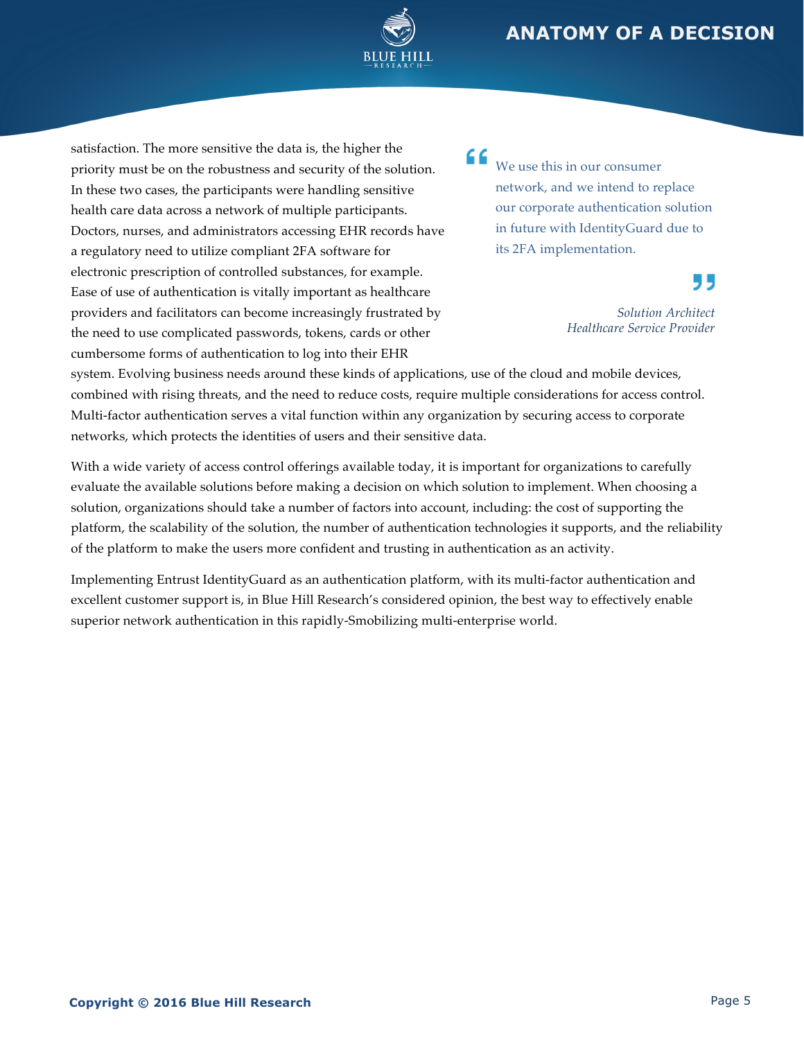satisfaction. The more sensitive the data is, the higher the priority must be on the robustness and security of the solution. In these two cases, the participants were handling sensitive health care data across a network of multiple participants. Doctors, nurses, and administrators accessing EHR records have a regulatory need to utilize compliant 2FA software for electronic prescription of controlled substances, for example. Ease of use of authentication is vitally important as healthcare providers and facilitators can become increasingly frustrated by the need to use complicated passwords, tokens, cards or other cumbersome forms of authentication to log into their EHR system. Evolving business needs around these kinds of applications, use of the cloud and mobile devices, combined with rising threats, and the need to reduce costs, require multiple considerations for access control. Multi-factor authentication serves a vital function within any organization by securing access to corporate networks, which protects the identities of users and their sensitive data.

> "We use this in our consumer network, and we intend to replace our corporate authentication solution in future with IdentityGuard due to its 2FA implementation."
>
> *Solution Architect*
> *Healthcare Service Provider*

With a wide variety of access control offerings available today, it is important for organizations to carefully evaluate the available solutions before making a decision on which solution to implement. When choosing a solution, organizations should take a number of factors into account, including: the cost of supporting the platform, the scalability of the solution, the number of authentication technologies it supports, and the reliability of the platform to make the users more confident and trusting in authentication as an activity.

Implementing Entrust IdentityGuard as an authentication platform, with its multi-factor authentication and excellent customer support is, in Blue Hill Research's considered opinion, the best way to effectively enable superior network authentication in this rapidly-Smobilizing multi-enterprise world.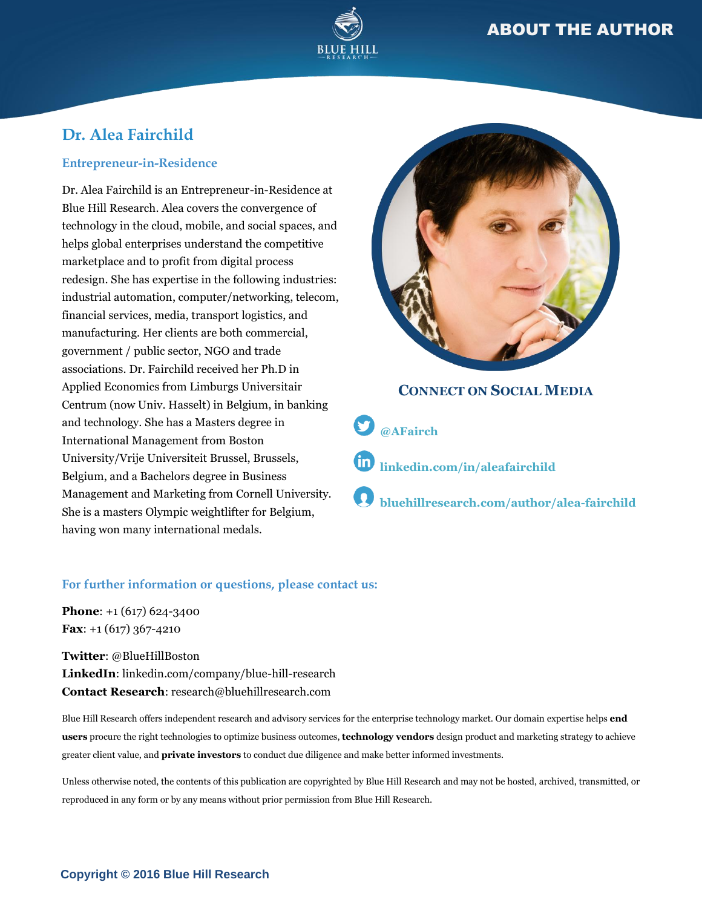# ABOUT THE AUTHOR

## Dr. Alea Fairchild

### Entrepreneur-in-Residence

Dr. Alea Fairchild is an Entrepreneur-in-Residence at Blue Hill Research. Alea covers the convergence of technology in the cloud, mobile, and social spaces, and helps global enterprises understand the competitive marketplace and to profit from digital process redesign. She has expertise in the following industries: industrial automation, computer/networking, telecom, financial services, media, transport logistics, and manufacturing. Her clients are both commercial, government / public sector, NGO and trade associations. Dr. Fairchild received her Ph.D in Applied Economics from Limburgs Universitair Centrum (now Univ. Hasselt) in Belgium, in banking and technology. She has a Masters degree in International Management from Boston University/Vrije Universiteit Brussel, Brussels, Belgium, and a Bachelors degree in Business Management and Marketing from Cornell University. She is a masters Olympic weightlifter for Belgium, having won many international medals.

### CONNECT ON SOCIAL MEDIA

@AFairch

linkedin.com/in/aleafairchild

bluehillresearch.com/author/alea-fairchild

### For further information or questions, please contact us:

**Phone**: +1 (617) 624-3400
**Fax**: +1 (617) 367-4210

**Twitter**: @BlueHillBoston
**LinkedIn**: linkedin.com/company/blue-hill-research
**Contact Research**: research@bluehillresearch.com

Blue Hill Research offers independent research and advisory services for the enterprise technology market. Our domain expertise helps **end users** procure the right technologies to optimize business outcomes, **technology vendors** design product and marketing strategy to achieve greater client value, and **private investors** to conduct due diligence and make better informed investments.

Unless otherwise noted, the contents of this publication are copyrighted by Blue Hill Research and may not be hosted, archived, transmitted, or reproduced in any form or by any means without prior permission from Blue Hill Research.

**Copyright © 2016 Blue Hill Research**